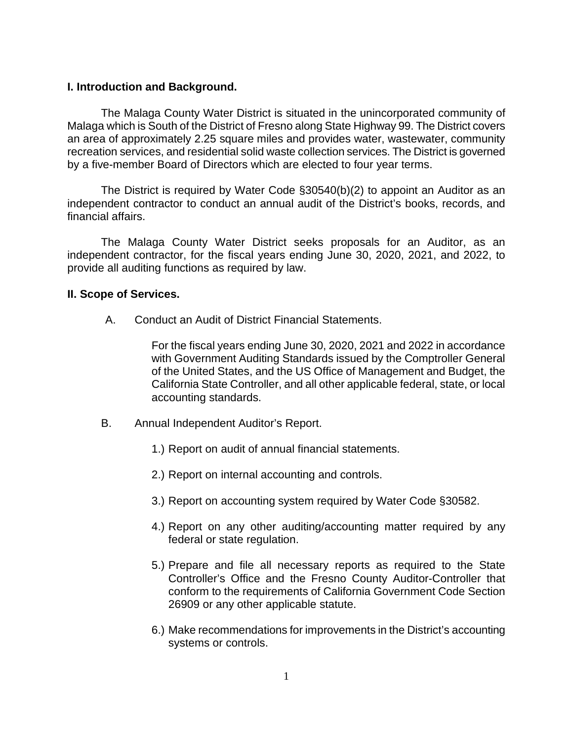## I. Introduction and Background.

The Malaga County Water District is situated in the unincorporated community of Malaga which is South of the District of Fresno along State Highway 99. The District covers an area of approximately 2.25 square miles and provides water, wastewater, community recreation services, and residential solid waste collection services. The District is governed by a five-member Board of Directors which are elected to four year terms.

The District is required by Water Code §30540(b)(2) to appoint an Auditor as an independent contractor to conduct an annual audit of the District's books, records, and financial affairs.

The Malaga County Water District seeks proposals for an Auditor, as an independent contractor, for the fiscal years ending June 30, 2020, 2021, and 2022, to provide all auditing functions as required by law.

## II. Scope of Services.

A. Conduct an Audit of District Financial Statements.

   For the fiscal years ending June 30, 2020, 2021 and 2022 in accordance with Government Auditing Standards issued by the Comptroller General of the United States, and the US Office of Management and Budget, the California State Controller, and all other applicable federal, state, or local accounting standards.

B. Annual Independent Auditor's Report.

   1.) Report on audit of annual financial statements.

   2.) Report on internal accounting and controls.

   3.) Report on accounting system required by Water Code §30582.

   4.) Report on any other auditing/accounting matter required by any federal or state regulation.

   5.) Prepare and file all necessary reports as required to the State Controller's Office and the Fresno County Auditor-Controller that conform to the requirements of California Government Code Section 26909 or any other applicable statute.

   6.) Make recommendations for improvements in the District's accounting systems or controls.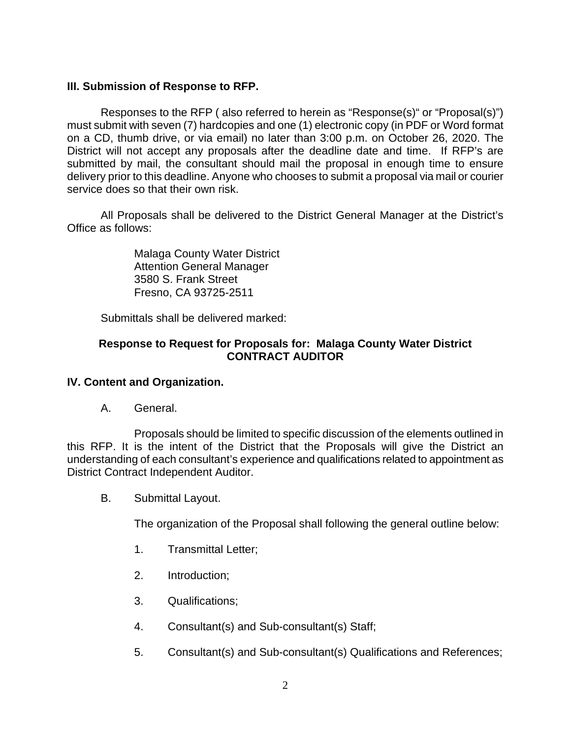### III. Submission of Response to RFP.

Responses to the RFP ( also referred to herein as "Response(s)" or "Proposal(s)") must submit with seven (7) hardcopies and one (1) electronic copy (in PDF or Word format on a CD, thumb drive, or via email) no later than 3:00 p.m. on October 26, 2020. The District will not accept any proposals after the deadline date and time. If RFP's are submitted by mail, the consultant should mail the proposal in enough time to ensure delivery prior to this deadline. Anyone who chooses to submit a proposal via mail or courier service does so that their own risk.

All Proposals shall be delivered to the District General Manager at the District's Office as follows:

Malaga County Water District
Attention General Manager
3580 S. Frank Street
Fresno, CA 93725-2511

Submittals shall be delivered marked:

**Response to Request for Proposals for: Malaga County Water District CONTRACT AUDITOR**

### IV. Content and Organization.

A. General.

Proposals should be limited to specific discussion of the elements outlined in this RFP. It is the intent of the District that the Proposals will give the District an understanding of each consultant's experience and qualifications related to appointment as District Contract Independent Auditor.

B. Submittal Layout.

The organization of the Proposal shall following the general outline below:

1. Transmittal Letter;
2. Introduction;
3. Qualifications;
4. Consultant(s) and Sub-consultant(s) Staff;
5. Consultant(s) and Sub-consultant(s) Qualifications and References;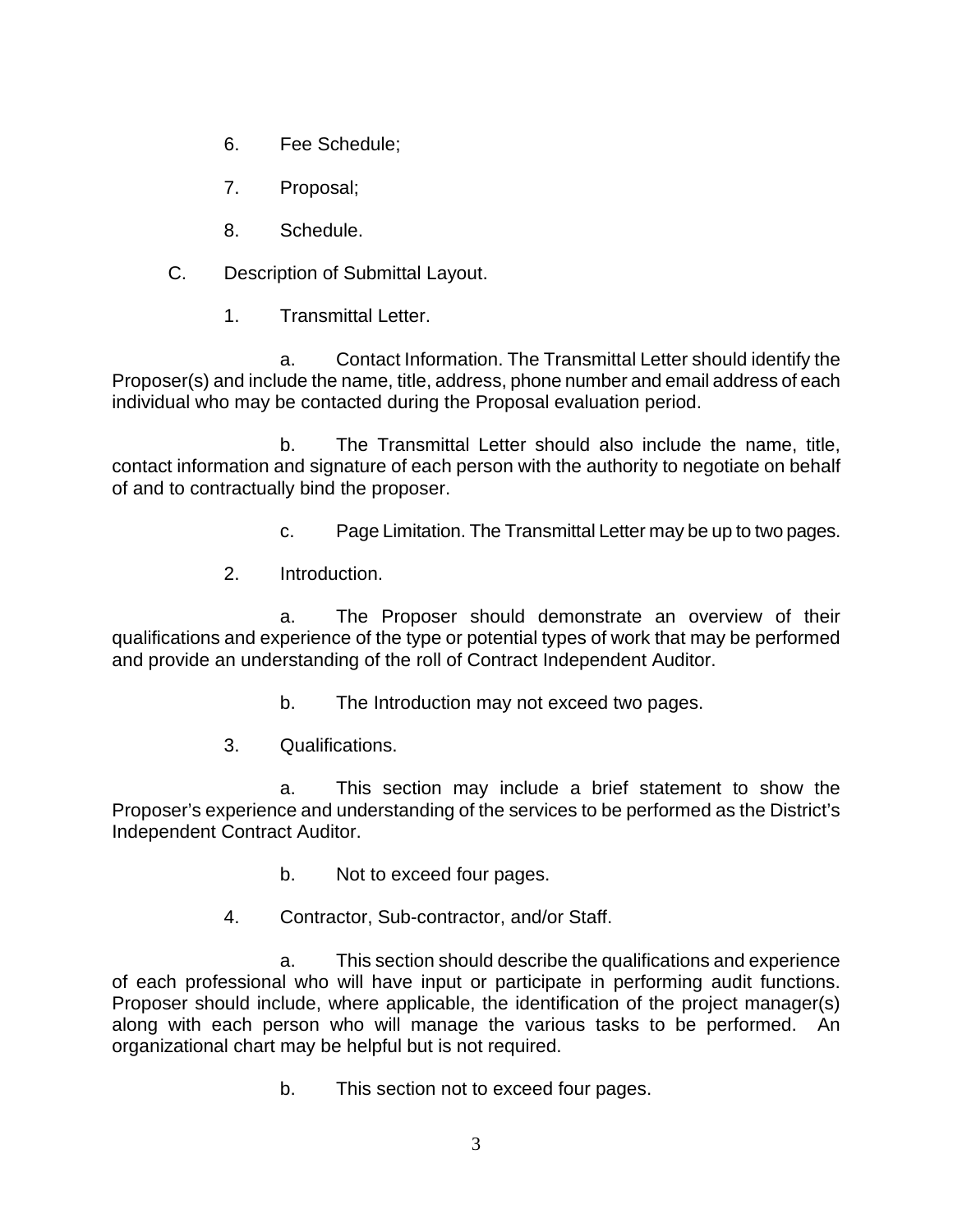6. Fee Schedule;

7. Proposal;

8. Schedule.

C. Description of Submittal Layout.

1. Transmittal Letter.

a. Contact Information. The Transmittal Letter should identify the Proposer(s) and include the name, title, address, phone number and email address of each individual who may be contacted during the Proposal evaluation period.

b. The Transmittal Letter should also include the name, title, contact information and signature of each person with the authority to negotiate on behalf of and to contractually bind the proposer.

c. Page Limitation. The Transmittal Letter may be up to two pages.

2. Introduction.

a. The Proposer should demonstrate an overview of their qualifications and experience of the type or potential types of work that may be performed and provide an understanding of the roll of Contract Independent Auditor.

b. The Introduction may not exceed two pages.

3. Qualifications.

a. This section may include a brief statement to show the Proposer's experience and understanding of the services to be performed as the District's Independent Contract Auditor.

b. Not to exceed four pages.

4. Contractor, Sub-contractor, and/or Staff.

a. This section should describe the qualifications and experience of each professional who will have input or participate in performing audit functions. Proposer should include, where applicable, the identification of the project manager(s) along with each person who will manage the various tasks to be performed. An organizational chart may be helpful but is not required.

b. This section not to exceed four pages.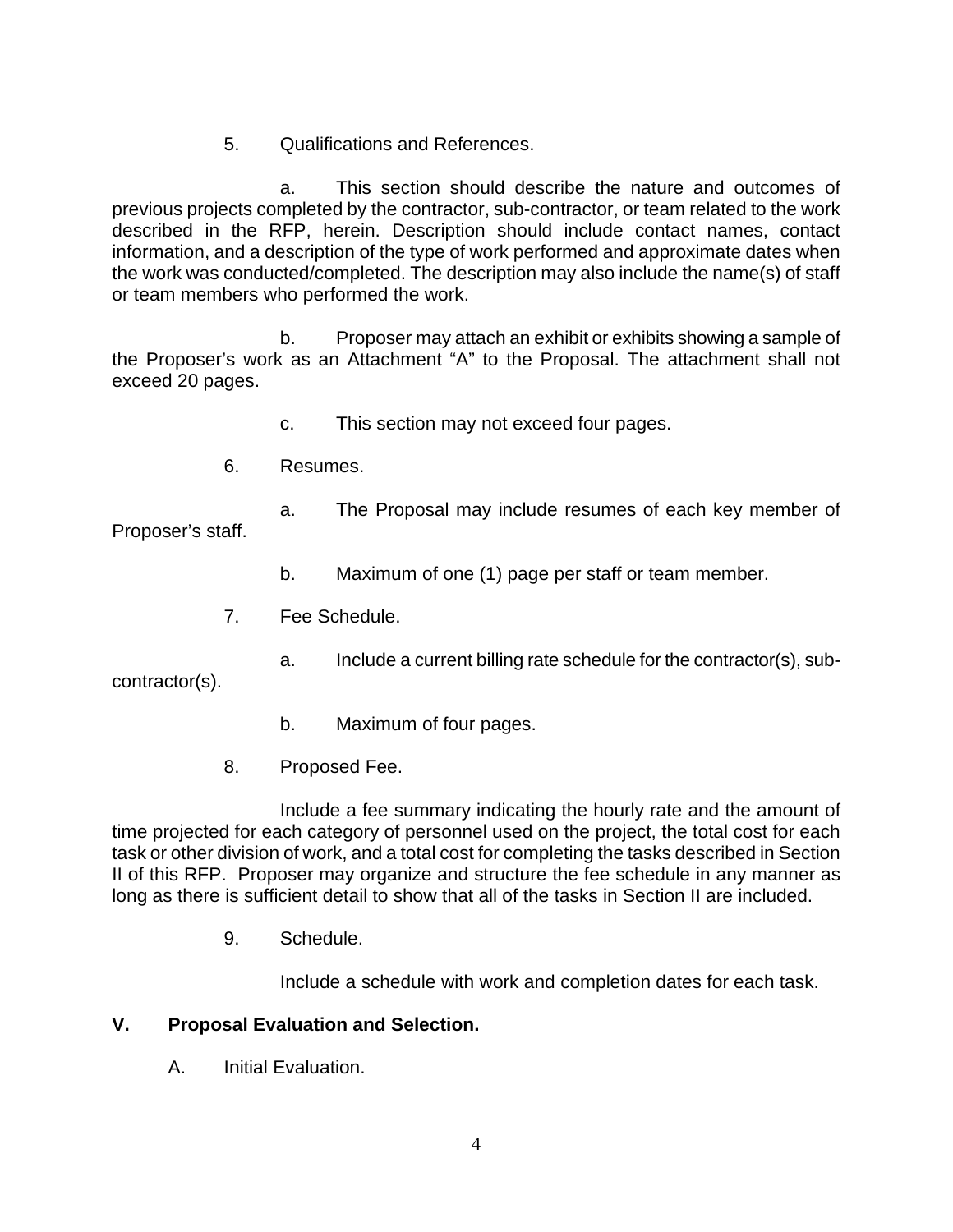5. Qualifications and References.

a. This section should describe the nature and outcomes of previous projects completed by the contractor, sub-contractor, or team related to the work described in the RFP, herein. Description should include contact names, contact information, and a description of the type of work performed and approximate dates when the work was conducted/completed. The description may also include the name(s) of staff or team members who performed the work.

b. Proposer may attach an exhibit or exhibits showing a sample of the Proposer's work as an Attachment "A" to the Proposal. The attachment shall not exceed 20 pages.

c. This section may not exceed four pages.

6. Resumes.

a. The Proposal may include resumes of each key member of Proposer's staff.

b. Maximum of one (1) page per staff or team member.

7. Fee Schedule.

a. Include a current billing rate schedule for the contractor(s), sub-contractor(s).

b. Maximum of four pages.

8. Proposed Fee.

Include a fee summary indicating the hourly rate and the amount of time projected for each category of personnel used on the project, the total cost for each task or other division of work, and a total cost for completing the tasks described in Section II of this RFP. Proposer may organize and structure the fee schedule in any manner as long as there is sufficient detail to show that all of the tasks in Section II are included.

9. Schedule.

Include a schedule with work and completion dates for each task.

## V. Proposal Evaluation and Selection.

A. Initial Evaluation.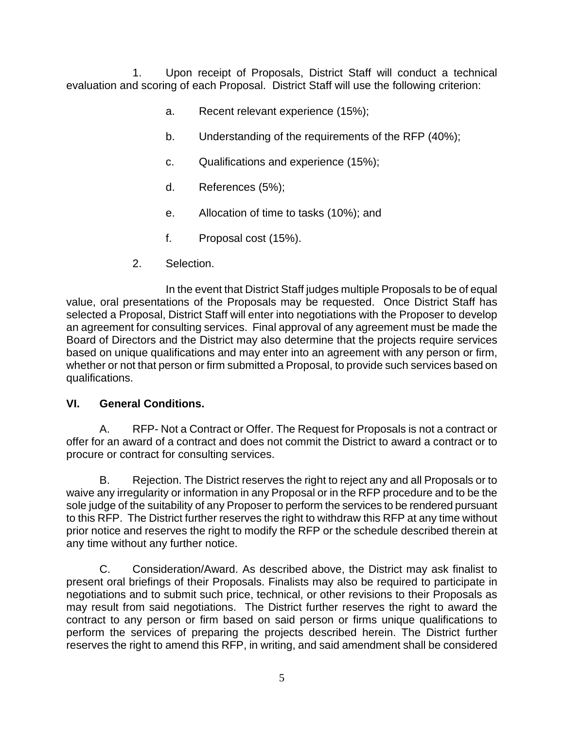1. Upon receipt of Proposals, District Staff will conduct a technical evaluation and scoring of each Proposal. District Staff will use the following criterion:

   a. Recent relevant experience (15%);

   b. Understanding of the requirements of the RFP (40%);

   c. Qualifications and experience (15%);

   d. References (5%);

   e. Allocation of time to tasks (10%); and

   f. Proposal cost (15%).

2. Selection.

   In the event that District Staff judges multiple Proposals to be of equal value, oral presentations of the Proposals may be requested. Once District Staff has selected a Proposal, District Staff will enter into negotiations with the Proposer to develop an agreement for consulting services. Final approval of any agreement must be made the Board of Directors and the District may also determine that the projects require services based on unique qualifications and may enter into an agreement with any person or firm, whether or not that person or firm submitted a Proposal, to provide such services based on qualifications.

## VI. General Conditions.

A. RFP- Not a Contract or Offer. The Request for Proposals is not a contract or offer for an award of a contract and does not commit the District to award a contract or to procure or contract for consulting services.

B. Rejection. The District reserves the right to reject any and all Proposals or to waive any irregularity or information in any Proposal or in the RFP procedure and to be the sole judge of the suitability of any Proposer to perform the services to be rendered pursuant to this RFP. The District further reserves the right to withdraw this RFP at any time without prior notice and reserves the right to modify the RFP or the schedule described therein at any time without any further notice.

C. Consideration/Award. As described above, the District may ask finalist to present oral briefings of their Proposals. Finalists may also be required to participate in negotiations and to submit such price, technical, or other revisions to their Proposals as may result from said negotiations. The District further reserves the right to award the contract to any person or firm based on said person or firms unique qualifications to perform the services of preparing the projects described herein. The District further reserves the right to amend this RFP, in writing, and said amendment shall be considered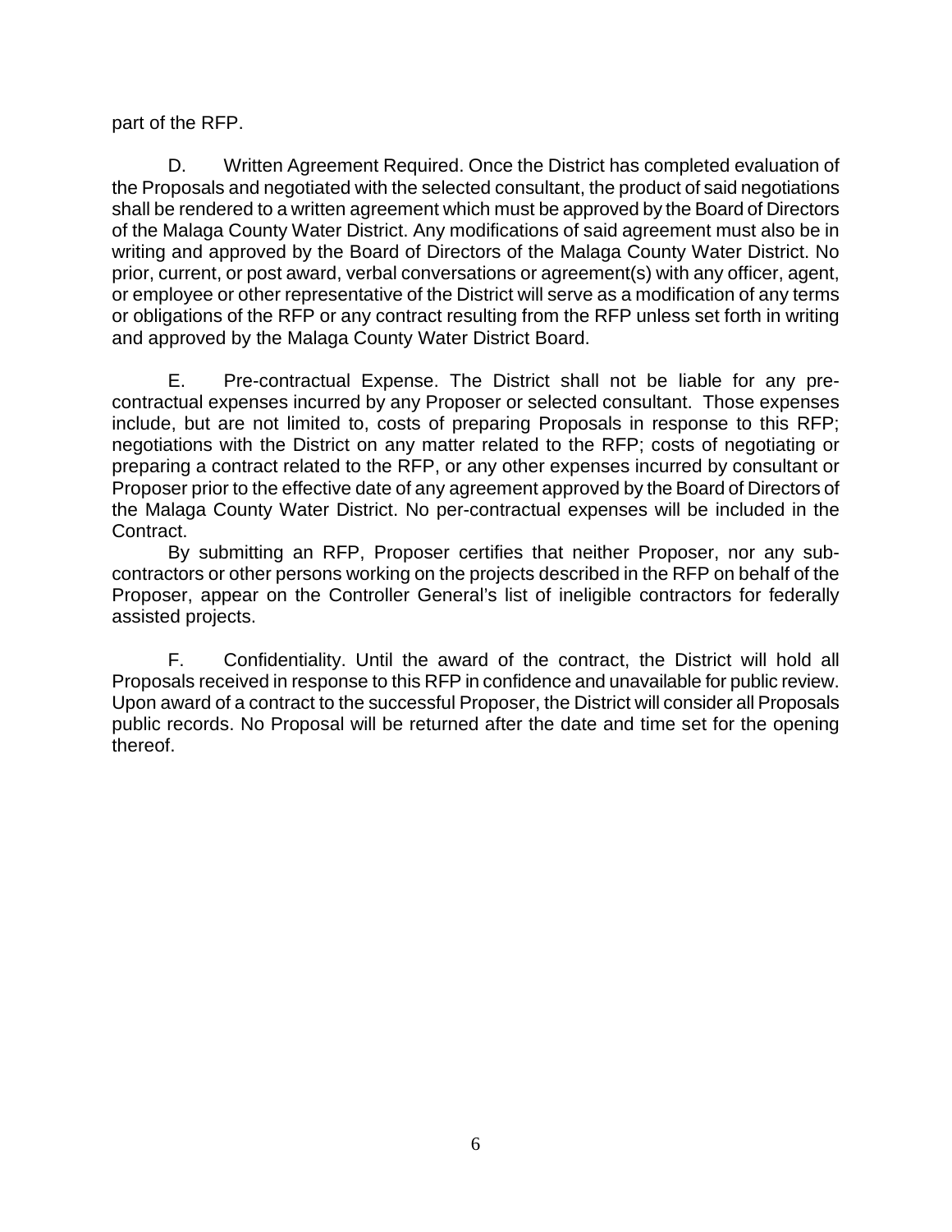part of the RFP.

D. Written Agreement Required. Once the District has completed evaluation of the Proposals and negotiated with the selected consultant, the product of said negotiations shall be rendered to a written agreement which must be approved by the Board of Directors of the Malaga County Water District. Any modifications of said agreement must also be in writing and approved by the Board of Directors of the Malaga County Water District. No prior, current, or post award, verbal conversations or agreement(s) with any officer, agent, or employee or other representative of the District will serve as a modification of any terms or obligations of the RFP or any contract resulting from the RFP unless set forth in writing and approved by the Malaga County Water District Board.

E. Pre-contractual Expense. The District shall not be liable for any pre-contractual expenses incurred by any Proposer or selected consultant. Those expenses include, but are not limited to, costs of preparing Proposals in response to this RFP; negotiations with the District on any matter related to the RFP; costs of negotiating or preparing a contract related to the RFP, or any other expenses incurred by consultant or Proposer prior to the effective date of any agreement approved by the Board of Directors of the Malaga County Water District. No per-contractual expenses will be included in the Contract.

By submitting an RFP, Proposer certifies that neither Proposer, nor any sub-contractors or other persons working on the projects described in the RFP on behalf of the Proposer, appear on the Controller General's list of ineligible contractors for federally assisted projects.

F. Confidentiality. Until the award of the contract, the District will hold all Proposals received in response to this RFP in confidence and unavailable for public review. Upon award of a contract to the successful Proposer, the District will consider all Proposals public records. No Proposal will be returned after the date and time set for the opening thereof.